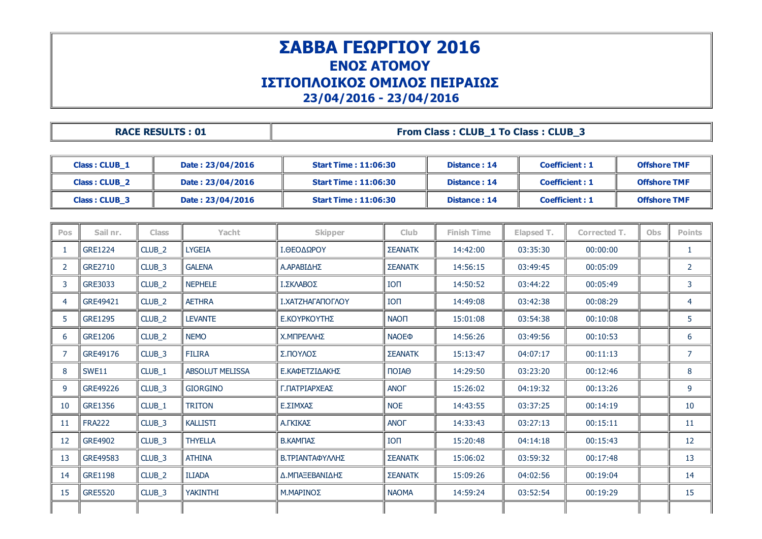# ΣΑΒΒΑ ΓΕΩΡΓΙΟΥ 2016

## ΕΝΟΣ ΑΤΟΜΟΥ

## ΙΣΤΙΟΠΛΟΙΚΟΣ ΟΜΙΛΟΣ ΠΕΙΡΑΙΩΣ

## 23/04/2016 - 23/04/2016

| RACE RESULTS : 01 | From Class : CLUB_1 To Class : CLUB_3 |
|---|---|

| Class : CLUB_1 | Date : 23/04/2016 | Start Time : 11:06:30 | Distance : 14 | Coefficient : 1 | Offshore TMF |
|---|---|---|---|---|---|
| Class : CLUB_2 | Date : 23/04/2016 | Start Time : 11:06:30 | Distance : 14 | Coefficient : 1 | Offshore TMF |
| Class : CLUB_3 | Date : 23/04/2016 | Start Time : 11:06:30 | Distance : 14 | Coefficient : 1 | Offshore TMF |

| Pos | Sail nr. | Class | Yacht | Skipper | Club | Finish Time | Elapsed T. | Corrected T. | Obs | Points |
|---|---|---|---|---|---|---|---|---|---|---|
| 1 | GRE1224 | CLUB_2 | LYGEIA | Ι.ΘΕΟΔΩΡΟΥ | ΣΕΑΝΑΤΚ | 14:42:00 | 03:35:30 | 00:00:00 | | 1 |
| 2 | GRE2710 | CLUB_3 | GALENA | Α.ΑΡΑΒΙΔΗΣ | ΣΕΑΝΑΤΚ | 14:56:15 | 03:49:45 | 00:05:09 | | 2 |
| 3 | GRE3033 | CLUB_2 | NEPHELE | Ι.ΣΚΛΑΒΟΣ | ΙΟΠ | 14:50:52 | 03:44:22 | 00:05:49 | | 3 |
| 4 | GRE49421 | CLUB_2 | AETHRA | Ι.ΧΑΤΖΗΑΓΑΠΟΓΛΟΥ | ΙΟΠ | 14:49:08 | 03:42:38 | 00:08:29 | | 4 |
| 5 | GRE1295 | CLUB_2 | LEVANTE | Ε.ΚΟΥΡΚΟΥΤΗΣ | ΝΑΟΠ | 15:01:08 | 03:54:38 | 00:10:08 | | 5 |
| 6 | GRE1206 | CLUB_2 | NEMO | Χ.ΜΠΡΕΛΛΗΣ | ΝΑΟΕΦ | 14:56:26 | 03:49:56 | 00:10:53 | | 6 |
| 7 | GRE49176 | CLUB_3 | FILIRA | Σ.ΠΟΥΛΟΣ | ΣΕΑΝΑΤΚ | 15:13:47 | 04:07:17 | 00:11:13 | | 7 |
| 8 | SWE11 | CLUB_1 | ABSOLUT MELISSA | Ε.ΚΑΦΕΤΖΙΔΑΚΗΣ | ΠΟΙΑΘ | 14:29:50 | 03:23:20 | 00:12:46 | | 8 |
| 9 | GRE49226 | CLUB_3 | GIORGINO | Γ.ΠΑΤΡΙΑΡΧΕΑΣ | ΑΝΟΓ | 15:26:02 | 04:19:32 | 00:13:26 | | 9 |
| 10 | GRE1356 | CLUB_1 | TRITON | Ε.ΣΙΜΧΑΣ | ΝΟΕ | 14:43:55 | 03:37:25 | 00:14:19 | | 10 |
| 11 | FRA222 | CLUB_3 | KALLISTI | Α.ΓΚΙΚΑΣ | ΑΝΟΓ | 14:33:43 | 03:27:13 | 00:15:11 | | 11 |
| 12 | GRE4902 | CLUB_3 | THYELLA | Β.ΚΑΜΠΑΣ | ΙΟΠ | 15:20:48 | 04:14:18 | 00:15:43 | | 12 |
| 13 | GRE49583 | CLUB_3 | ATHINA | Β.ΤΡΙΑΝΤΑΦΥΛΛΗΣ | ΣΕΑΝΑΤΚ | 15:06:02 | 03:59:32 | 00:17:48 | | 13 |
| 14 | GRE1198 | CLUB_2 | ILIADA | Δ.ΜΠΑΞΕΒΑΝΙΔΗΣ | ΣΕΑΝΑΤΚ | 15:09:26 | 04:02:56 | 00:19:04 | | 14 |
| 15 | GRE5520 | CLUB_3 | YAKINTHI | Μ.ΜΑΡΙΝΟΣ | ΝΑΟΜΑ | 14:59:24 | 03:52:54 | 00:19:29 | | 15 |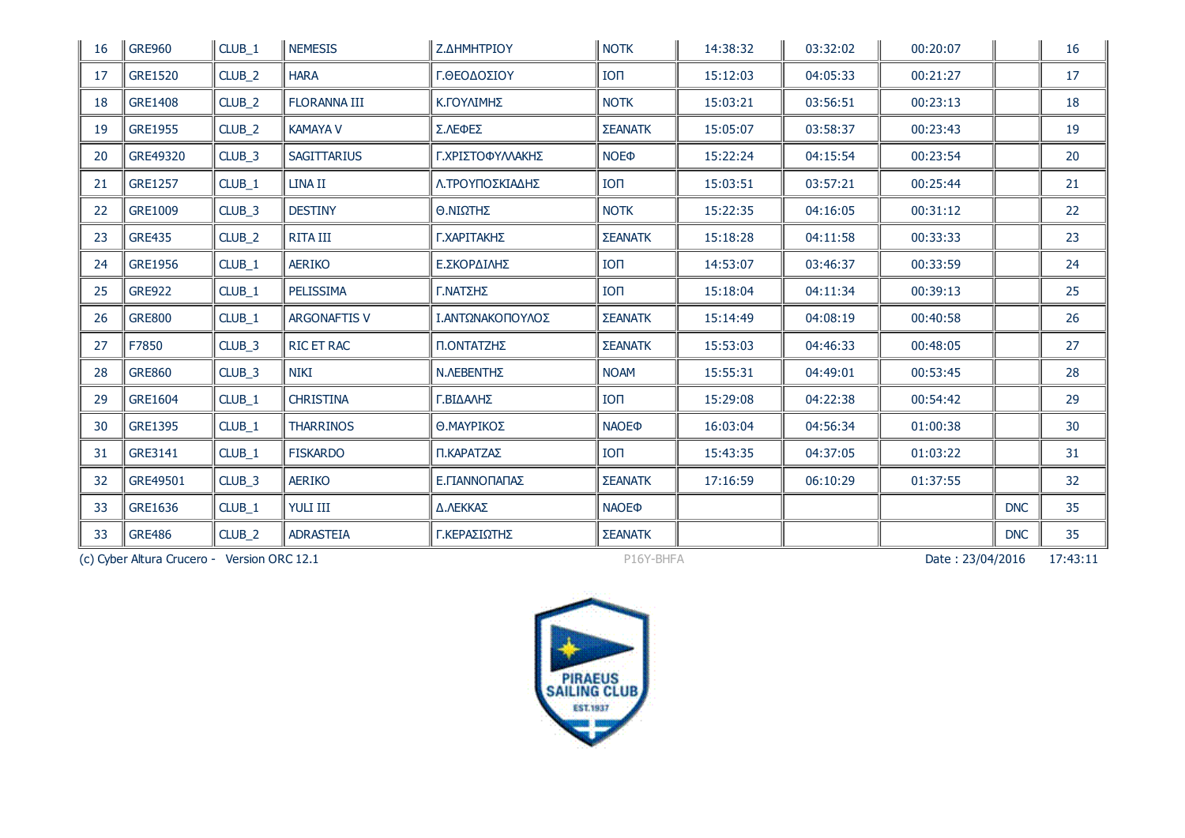| | | | | | | | | | | |
|---|---|---|---|---|---|---|---|---|---|---|
| 16 | GRE960 | CLUB_1 | NEMESIS | Ζ.ΔΗΜΗΤΡΙΟΥ | ΝΟΤΚ | 14:38:32 | 03:32:02 | 00:20:07 | | 16 |
| 17 | GRE1520 | CLUB_2 | HARA | Γ.ΘΕΟΔΟΣΙΟΥ | ΙΟΠ | 15:12:03 | 04:05:33 | 00:21:27 | | 17 |
| 18 | GRE1408 | CLUB_2 | FLORANNA III | Κ.ΓΟΥΛΙΜΗΣ | ΝΟΤΚ | 15:03:21 | 03:56:51 | 00:23:13 | | 18 |
| 19 | GRE1955 | CLUB_2 | KAMAYA V | Σ.ΛΕΦΕΣ | ΣΕΑΝΑΤΚ | 15:05:07 | 03:58:37 | 00:23:43 | | 19 |
| 20 | GRE49320 | CLUB_3 | SAGITTARIUS | Γ.ΧΡΙΣΤΟΦΥΛΛΑΚΗΣ | ΝΟΕΦ | 15:22:24 | 04:15:54 | 00:23:54 | | 20 |
| 21 | GRE1257 | CLUB_1 | LINA II | Λ.ΤΡΟΥΠΟΣΚΙΑΔΗΣ | ΙΟΠ | 15:03:51 | 03:57:21 | 00:25:44 | | 21 |
| 22 | GRE1009 | CLUB_3 | DESTINY | Θ.ΝΙΩΤΗΣ | ΝΟΤΚ | 15:22:35 | 04:16:05 | 00:31:12 | | 22 |
| 23 | GRE435 | CLUB_2 | RITA III | Γ.ΧΑΡΙΤΑΚΗΣ | ΣΕΑΝΑΤΚ | 15:18:28 | 04:11:58 | 00:33:33 | | 23 |
| 24 | GRE1956 | CLUB_1 | AERIKO | Ε.ΣΚΟΡΔΙΛΗΣ | ΙΟΠ | 14:53:07 | 03:46:37 | 00:33:59 | | 24 |
| 25 | GRE922 | CLUB_1 | PELISSIMA | Γ.ΝΑΤΣΗΣ | ΙΟΠ | 15:18:04 | 04:11:34 | 00:39:13 | | 25 |
| 26 | GRE800 | CLUB_1 | ARGONAFTIS V | Ι.ΑΝΤΩΝΑΚΟΠΟΥΛΟΣ | ΣΕΑΝΑΤΚ | 15:14:49 | 04:08:19 | 00:40:58 | | 26 |
| 27 | F7850 | CLUB_3 | RIC ET RAC | Π.ΟΝΤΑΤΖΗΣ | ΣΕΑΝΑΤΚ | 15:53:03 | 04:46:33 | 00:48:05 | | 27 |
| 28 | GRE860 | CLUB_3 | NIKI | Ν.ΛΕΒΕΝΤΗΣ | ΝΟΑΜ | 15:55:31 | 04:49:01 | 00:53:45 | | 28 |
| 29 | GRE1604 | CLUB_1 | CHRISTINA | Γ.ΒΙΔΑΛΗΣ | ΙΟΠ | 15:29:08 | 04:22:38 | 00:54:42 | | 29 |
| 30 | GRE1395 | CLUB_1 | THARRINOS | Θ.ΜΑΥΡΙΚΟΣ | ΝΑΟΕΦ | 16:03:04 | 04:56:34 | 01:00:38 | | 30 |
| 31 | GRE3141 | CLUB_1 | FISKARDO | Π.ΚΑΡΑΤΖΑΣ | ΙΟΠ | 15:43:35 | 04:37:05 | 01:03:22 | | 31 |
| 32 | GRE49501 | CLUB_3 | AERIKO | Ε.ΓΙΑΝΝΟΠΑΠΑΣ | ΣΕΑΝΑΤΚ | 17:16:59 | 06:10:29 | 01:37:55 | | 32 |
| 33 | GRE1636 | CLUB_1 | YULI III | Δ.ΛΕΚΚΑΣ | ΝΑΟΕΦ | | | | DNC | 35 |
| 33 | GRE486 | CLUB_2 | ADRASTEIA | Γ.ΚΕΡΑΣΙΩΤΗΣ | ΣΕΑΝΑΤΚ | | | | DNC | 35 |

(c) Cyber Altura Crucero - Version ORC 12.1 P16Y-BHFA Date : 23/04/2016 17:43:11

PIRAEUS SAILING CLUB EST.1937